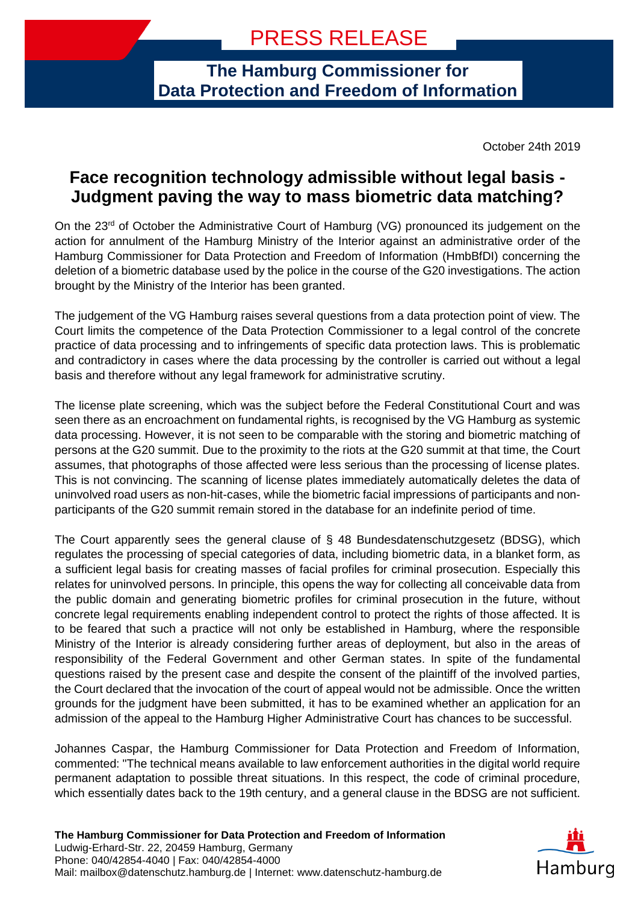# PRESS RELEASE

**The Hamburg Commissioner for Data Protection and Freedom of Information**

October 24th 2019

## Face recognition technology admissible without legal basis - Judgment paving the way to mass biometric data matching?

On the 23rd of October the Administrative Court of Hamburg (VG) pronounced its judgement on the action for annulment of the Hamburg Ministry of the Interior against an administrative order of the Hamburg Commissioner for Data Protection and Freedom of Information (HmbBfDI) concerning the deletion of a biometric database used by the police in the course of the G20 investigations. The action brought by the Ministry of the Interior has been granted.

The judgement of the VG Hamburg raises several questions from a data protection point of view. The Court limits the competence of the Data Protection Commissioner to a legal control of the concrete practice of data processing and to infringements of specific data protection laws. This is problematic and contradictory in cases where the data processing by the controller is carried out without a legal basis and therefore without any legal framework for administrative scrutiny.

The license plate screening, which was the subject before the Federal Constitutional Court and was seen there as an encroachment on fundamental rights, is recognised by the VG Hamburg as systemic data processing. However, it is not seen to be comparable with the storing and biometric matching of persons at the G20 summit. Due to the proximity to the riots at the G20 summit at that time, the Court assumes, that photographs of those affected were less serious than the processing of license plates. This is not convincing. The scanning of license plates immediately automatically deletes the data of uninvolved road users as non-hit-cases, while the biometric facial impressions of participants and non-participants of the G20 summit remain stored in the database for an indefinite period of time.

The Court apparently sees the general clause of § 48 Bundesdatenschutzgesetz (BDSG), which regulates the processing of special categories of data, including biometric data, in a blanket form, as a sufficient legal basis for creating masses of facial profiles for criminal prosecution. Especially this relates for uninvolved persons. In principle, this opens the way for collecting all conceivable data from the public domain and generating biometric profiles for criminal prosecution in the future, without concrete legal requirements enabling independent control to protect the rights of those affected. It is to be feared that such a practice will not only be established in Hamburg, where the responsible Ministry of the Interior is already considering further areas of deployment, but also in the areas of responsibility of the Federal Government and other German states. In spite of the fundamental questions raised by the present case and despite the consent of the plaintiff of the involved parties, the Court declared that the invocation of the court of appeal would not be admissible. Once the written grounds for the judgment have been submitted, it has to be examined whether an application for an admission of the appeal to the Hamburg Higher Administrative Court has chances to be successful.

Johannes Caspar, the Hamburg Commissioner for Data Protection and Freedom of Information, commented: "The technical means available to law enforcement authorities in the digital world require permanent adaptation to possible threat situations. In this respect, the code of criminal procedure, which essentially dates back to the 19th century, and a general clause in the BDSG are not sufficient.

**The Hamburg Commissioner for Data Protection and Freedom of Information**
Ludwig-Erhard-Str. 22, 20459 Hamburg, Germany
Phone: 040/42854-4040 | Fax: 040/42854-4000
Mail: mailbox@datenschutz.hamburg.de | Internet: www.datenschutz-hamburg.de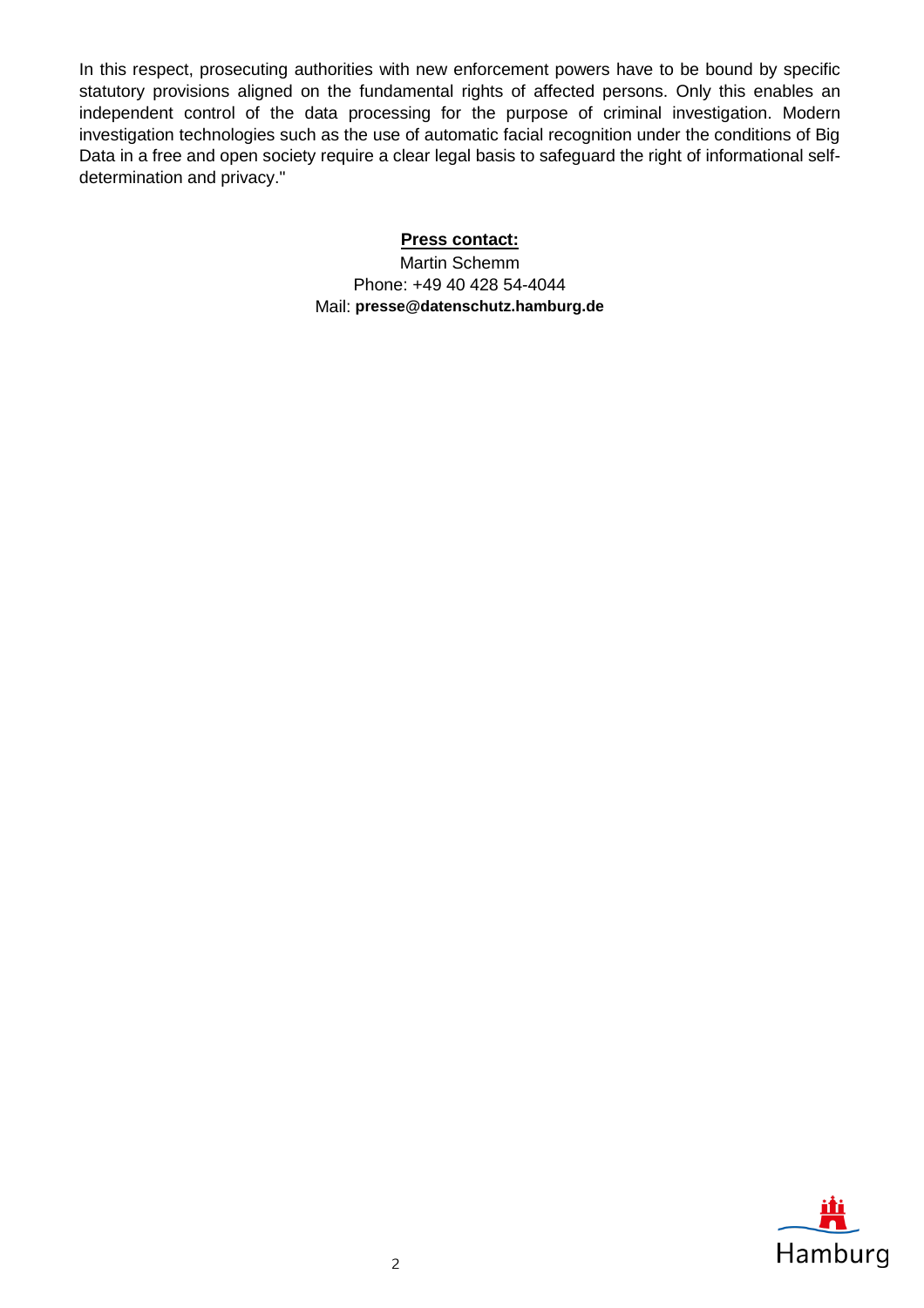In this respect, prosecuting authorities with new enforcement powers have to be bound by specific statutory provisions aligned on the fundamental rights of affected persons. Only this enables an independent control of the data processing for the purpose of criminal investigation. Modern investigation technologies such as the use of automatic facial recognition under the conditions of Big Data in a free and open society require a clear legal basis to safeguard the right of informational self-determination and privacy."

**Press contact:**

Martin Schemm
Phone: +49 40 428 54-4044
Mail: **presse@datenschutz.hamburg.de**